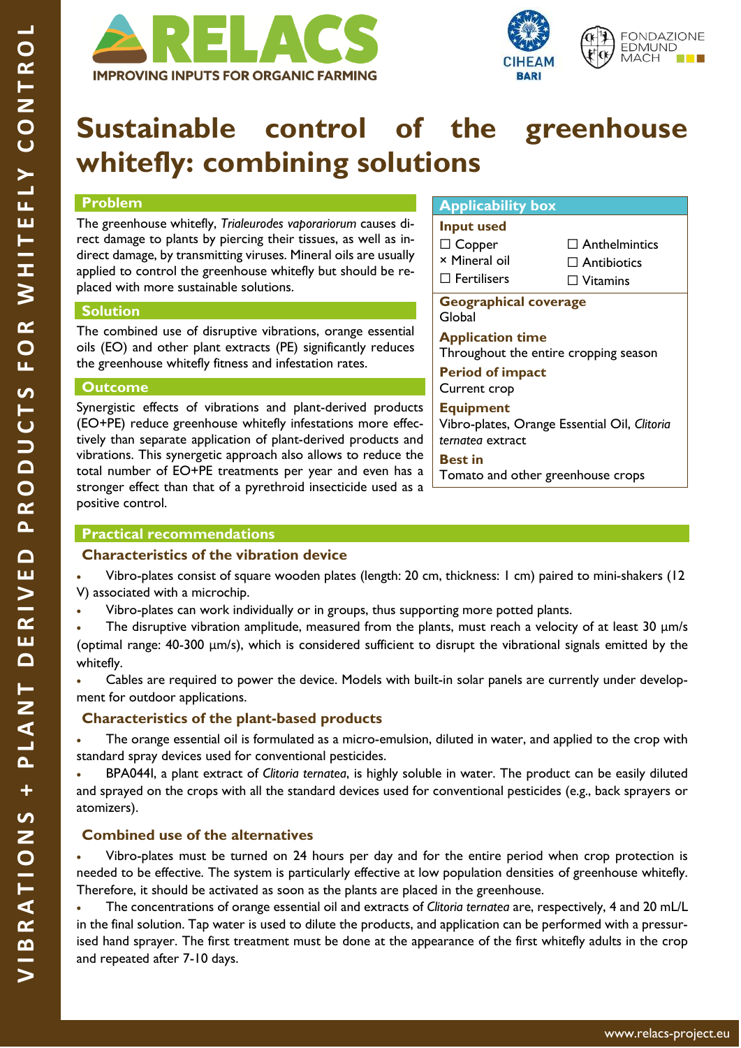RELACS
IMPROVING INPUTS FOR ORGANIC FARMING

CIHEAM BARI

FONDAZIONE EDMUND MACH

VIBRATIONS + PLANT DERIVED PRODUCTS FOR WHITEFLY CONTROL

# Sustainable control of the greenhouse whitefly: combining solutions

## Problem

The greenhouse whitefly, *Trialeurodes vaporariorum* causes direct damage to plants by piercing their tissues, as well as indirect damage, by transmitting viruses. Mineral oils are usually applied to control the greenhouse whitefly but should be replaced with more sustainable solutions.

## Solution

The combined use of disruptive vibrations, orange essential oils (EO) and other plant extracts (PE) significantly reduces the greenhouse whitefly fitness and infestation rates.

## Outcome

Synergistic effects of vibrations and plant-derived products (EO+PE) reduce greenhouse whitefly infestations more effectively than separate application of plant-derived products and vibrations. This synergetic approach also allows to reduce the total number of EO+PE treatments per year and even has a stronger effect than that of a pyrethroid insecticide used as a positive control.

## Applicability box

**Input used**

- ☐ Copper
- × Mineral oil
- ☐ Fertilisers
- ☐ Anthelmintics
- ☐ Antibiotics
- ☐ Vitamins

**Geographical coverage**
Global

**Application time**
Throughout the entire cropping season

**Period of impact**
Current crop

**Equipment**
Vibro-plates, Orange Essential Oil, *Clitoria ternatea* extract

**Best in**
Tomato and other greenhouse crops

## Practical recommendations

### Characteristics of the vibration device

- Vibro-plates consist of square wooden plates (length: 20 cm, thickness: 1 cm) paired to mini-shakers (12 V) associated with a microchip.
- Vibro-plates can work individually or in groups, thus supporting more potted plants.
- The disruptive vibration amplitude, measured from the plants, must reach a velocity of at least 30 µm/s (optimal range: 40-300 µm/s), which is considered sufficient to disrupt the vibrational signals emitted by the whitefly.
- Cables are required to power the device. Models with built-in solar panels are currently under development for outdoor applications.

### Characteristics of the plant-based products

- The orange essential oil is formulated as a micro-emulsion, diluted in water, and applied to the crop with standard spray devices used for conventional pesticides.
- BPA044I, a plant extract of *Clitoria ternatea*, is highly soluble in water. The product can be easily diluted and sprayed on the crops with all the standard devices used for conventional pesticides (e.g., back sprayers or atomizers).

### Combined use of the alternatives

- Vibro-plates must be turned on 24 hours per day and for the entire period when crop protection is needed to be effective. The system is particularly effective at low population densities of greenhouse whitefly. Therefore, it should be activated as soon as the plants are placed in the greenhouse.
- The concentrations of orange essential oil and extracts of *Clitoria ternatea* are, respectively, 4 and 20 mL/L in the final solution. Tap water is used to dilute the products, and application can be performed with a pressurised hand sprayer. The first treatment must be done at the appearance of the first whitefly adults in the crop and repeated after 7-10 days.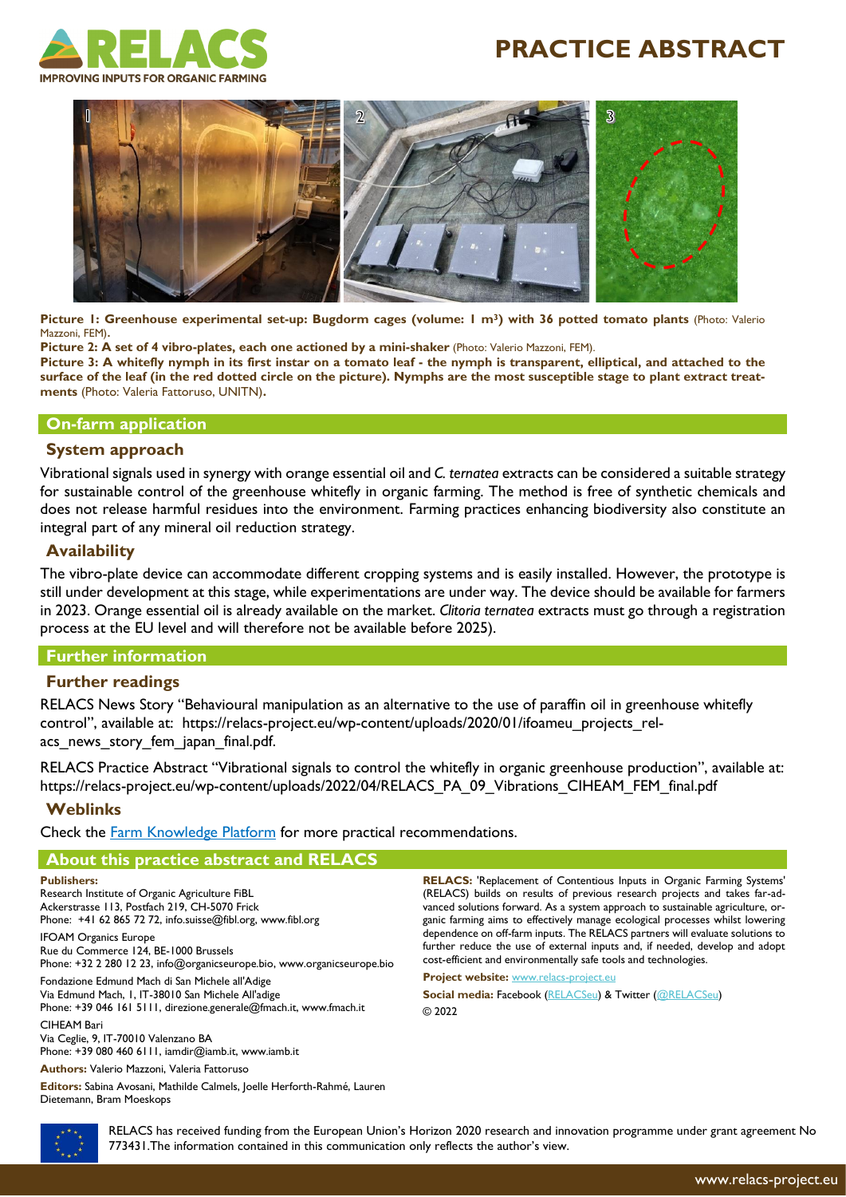# PRACTICE ABSTRACT

**Picture 1: Greenhouse experimental set-up: Bugdorm cages (volume: 1 m³) with 36 potted tomato plants** (Photo: Valerio Mazzoni, FEM)**.**

**Picture 2: A set of 4 vibro-plates, each one actioned by a mini-shaker** (Photo: Valerio Mazzoni, FEM).

**Picture 3: A whitefly nymph in its first instar on a tomato leaf - the nymph is transparent, elliptical, and attached to the surface of the leaf (in the red dotted circle on the picture). Nymphs are the most susceptible stage to plant extract treatments** (Photo: Valeria Fattoruso, UNITN)**.**

## On-farm application

### System approach

Vibrational signals used in synergy with orange essential oil and *C. ternatea* extracts can be considered a suitable strategy for sustainable control of the greenhouse whitefly in organic farming. The method is free of synthetic chemicals and does not release harmful residues into the environment. Farming practices enhancing biodiversity also constitute an integral part of any mineral oil reduction strategy.

### Availability

The vibro-plate device can accommodate different cropping systems and is easily installed. However, the prototype is still under development at this stage, while experimentations are under way. The device should be available for farmers in 2023. Orange essential oil is already available on the market. *Clitoria ternatea* extracts must go through a registration process at the EU level and will therefore not be available before 2025).

## Further information

### Further readings

RELACS News Story "Behavioural manipulation as an alternative to the use of paraffin oil in greenhouse whitefly control", available at: https://relacs-project.eu/wp-content/uploads/2020/01/ifoameu_projects_relacs_news_story_fem_japan_final.pdf.

RELACS Practice Abstract "Vibrational signals to control the whitefly in organic greenhouse production", available at: https://relacs-project.eu/wp-content/uploads/2022/04/RELACS_PA_09_Vibrations_CIHEAM_FEM_final.pdf

### Weblinks

Check the Farm Knowledge Platform for more practical recommendations.

## About this practice abstract and RELACS

**Publishers:**
Research Institute of Organic Agriculture FiBL
Ackerstrasse 113, Postfach 219, CH-5070 Frick
Phone: +41 62 865 72 72, info.suisse@fibl.org, www.fibl.org

IFOAM Organics Europe
Rue du Commerce 124, BE-1000 Brussels
Phone: +32 2 280 12 23, info@organicseurope.bio, www.organicseurope.bio

Fondazione Edmund Mach di San Michele all'Adige
Via Edmund Mach, 1, IT-38010 San Michele All'adige
Phone: +39 046 161 5111, direzione.generale@fmach.it, www.fmach.it

CIHEAM Bari
Via Ceglie, 9, IT-70010 Valenzano BA
Phone: +39 080 460 6111, iamdir@iamb.it, www.iamb.it

**Authors:** Valerio Mazzoni, Valeria Fattoruso

**Editors:** Sabina Avosani, Mathilde Calmels, Joelle Herforth-Rahmé, Lauren Dietemann, Bram Moeskops

**RELACS:** 'Replacement of Contentious Inputs in Organic Farming Systems' (RELACS) builds on results of previous research projects and takes far-advanced solutions forward. As a system approach to sustainable agriculture, organic farming aims to effectively manage ecological processes whilst lowering dependence on off-farm inputs. The RELACS partners will evaluate solutions to further reduce the use of external inputs and, if needed, develop and adopt cost-efficient and environmentally safe tools and technologies.

**Project website:** www.relacs-project.eu

**Social media:** Facebook (RELACSeu) & Twitter (@RELACSeu)

© 2022

RELACS has received funding from the European Union's Horizon 2020 research and innovation programme under grant agreement No 773431.The information contained in this communication only reflects the author's view.